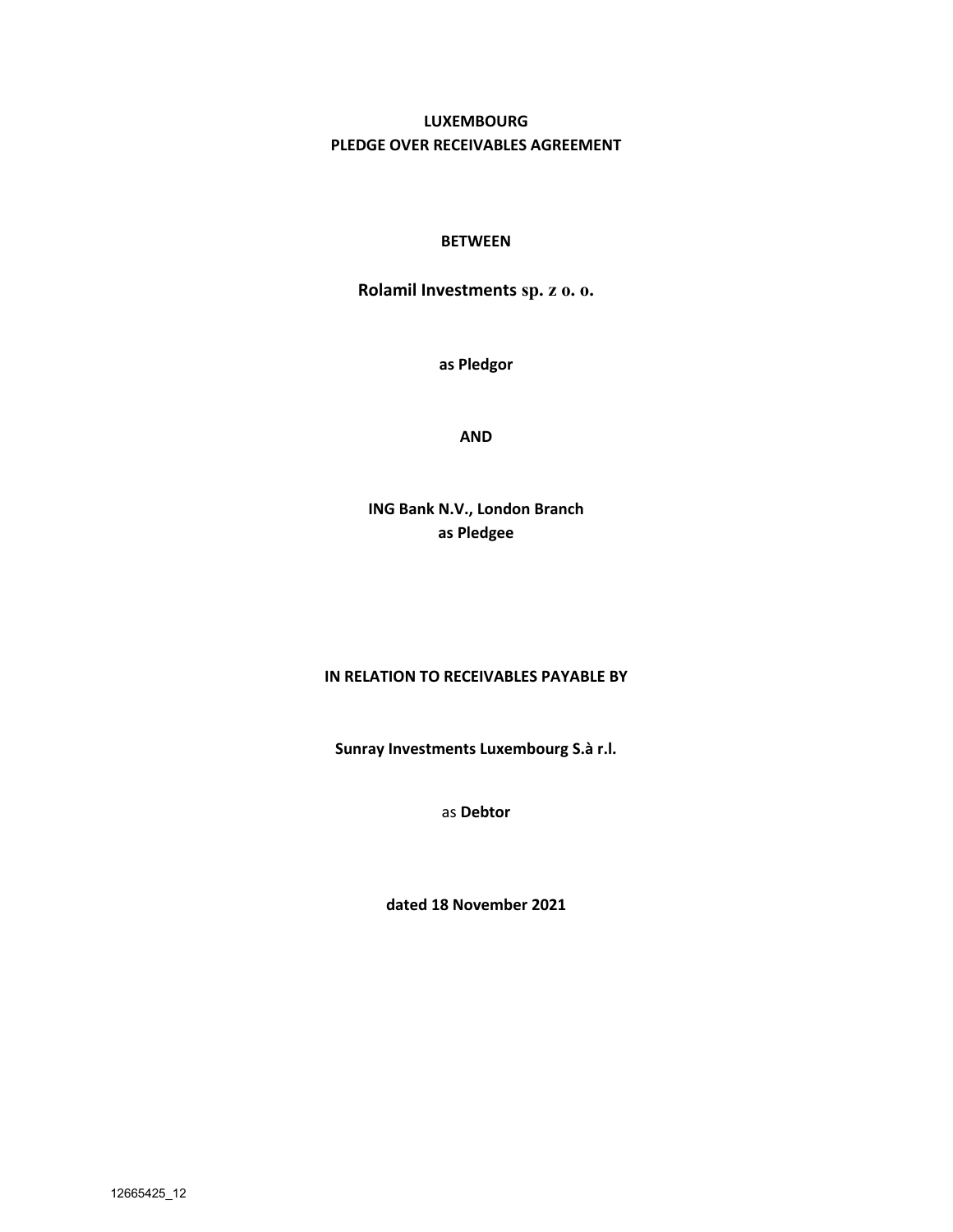**LUXEMBOURG**
**PLEDGE OVER RECEIVABLES AGREEMENT**

**BETWEEN**

**Rolamil Investments sp. z o. o.**

**as Pledgor**

**AND**

**ING Bank N.V., London Branch**
**as Pledgee**

**IN RELATION TO RECEIVABLES PAYABLE BY**

**Sunray Investments Luxembourg S.à r.l.**

as **Debtor**

**dated 18 November 2021**

12665425_12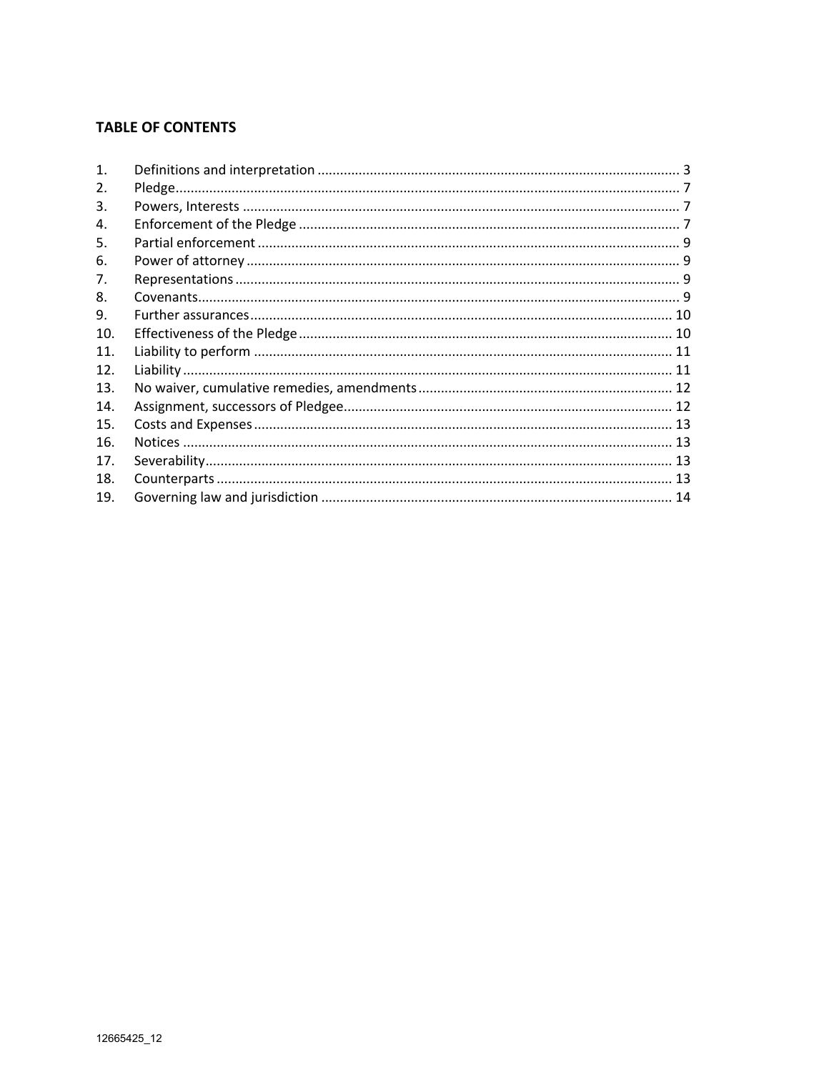**TABLE OF CONTENTS**

| | | |
|---|---|---|
| 1. | Definitions and interpretation | 3 |
| 2. | Pledge | 7 |
| 3. | Powers, Interests | 7 |
| 4. | Enforcement of the Pledge | 7 |
| 5. | Partial enforcement | 9 |
| 6. | Power of attorney | 9 |
| 7. | Representations | 9 |
| 8. | Covenants | 9 |
| 9. | Further assurances | 10 |
| 10. | Effectiveness of the Pledge | 10 |
| 11. | Liability to perform | 11 |
| 12. | Liability | 11 |
| 13. | No waiver, cumulative remedies, amendments | 12 |
| 14. | Assignment, successors of Pledgee | 12 |
| 15. | Costs and Expenses | 13 |
| 16. | Notices | 13 |
| 17. | Severability | 13 |
| 18. | Counterparts | 13 |
| 19. | Governing law and jurisdiction | 14 |

12665425_12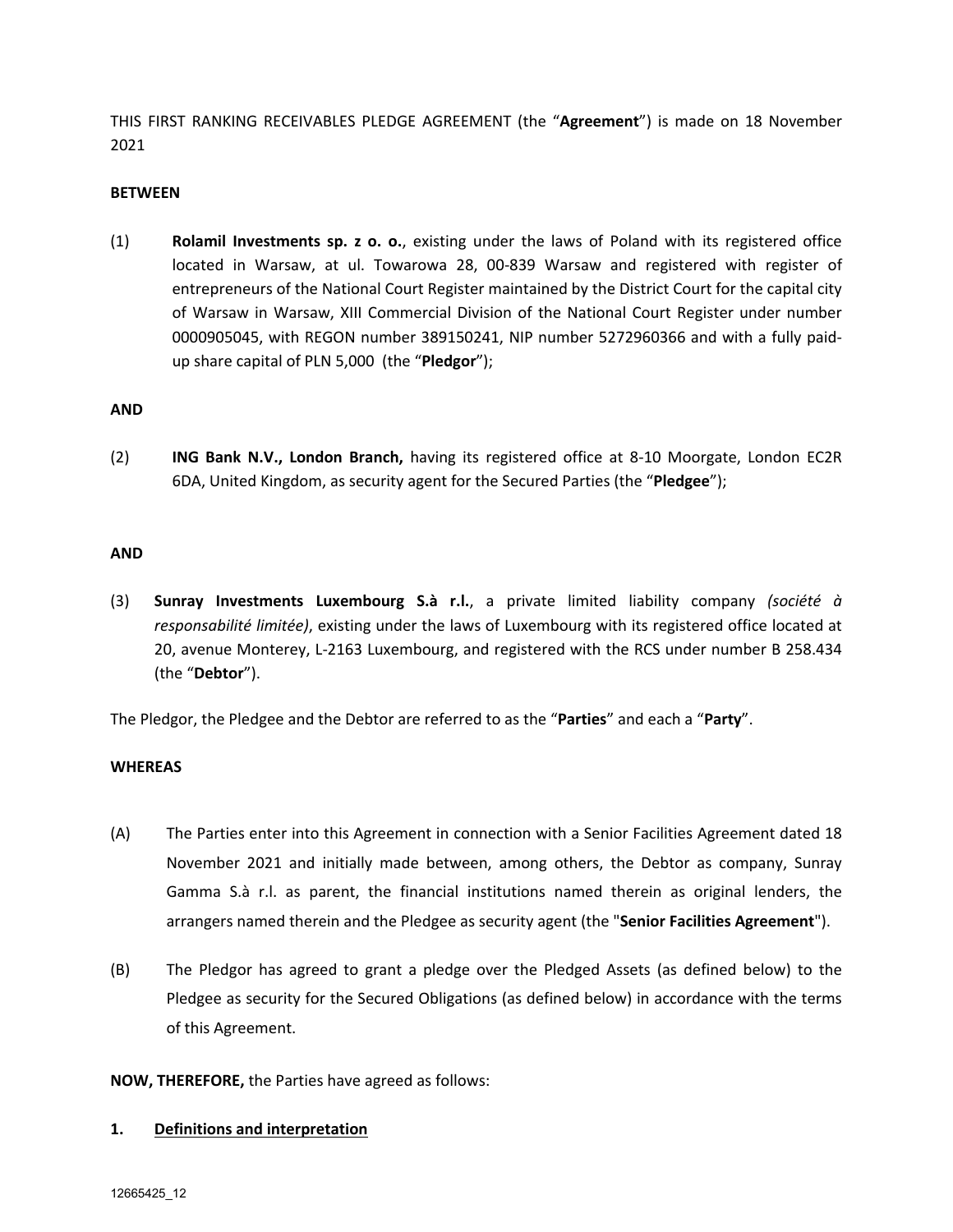THIS FIRST RANKING RECEIVABLES PLEDGE AGREEMENT (the "**Agreement**") is made on 18 November 2021

**BETWEEN**

(1) **Rolamil Investments sp. z o. o.**, existing under the laws of Poland with its registered office located in Warsaw, at ul. Towarowa 28, 00-839 Warsaw and registered with register of entrepreneurs of the National Court Register maintained by the District Court for the capital city of Warsaw in Warsaw, XIII Commercial Division of the National Court Register under number 0000905045, with REGON number 389150241, NIP number 5272960366 and with a fully paid-up share capital of PLN 5,000 (the "**Pledgor**");

**AND**

(2) **ING Bank N.V., London Branch,** having its registered office at 8-10 Moorgate, London EC2R 6DA, United Kingdom, as security agent for the Secured Parties (the "**Pledgee**");

**AND**

(3) **Sunray Investments Luxembourg S.à r.l.**, a private limited liability company *(société à responsabilité limitée)*, existing under the laws of Luxembourg with its registered office located at 20, avenue Monterey, L-2163 Luxembourg, and registered with the RCS under number B 258.434 (the "**Debtor**").

The Pledgor, the Pledgee and the Debtor are referred to as the "**Parties**" and each a "**Party**".

**WHEREAS**

(A) The Parties enter into this Agreement in connection with a Senior Facilities Agreement dated 18 November 2021 and initially made between, among others, the Debtor as company, Sunray Gamma S.à r.l. as parent, the financial institutions named therein as original lenders, the arrangers named therein and the Pledgee as security agent (the "**Senior Facilities Agreement**").

(B) The Pledgor has agreed to grant a pledge over the Pledged Assets (as defined below) to the Pledgee as security for the Secured Obligations (as defined below) in accordance with the terms of this Agreement.

**NOW, THEREFORE,** the Parties have agreed as follows:

**1. Definitions and interpretation**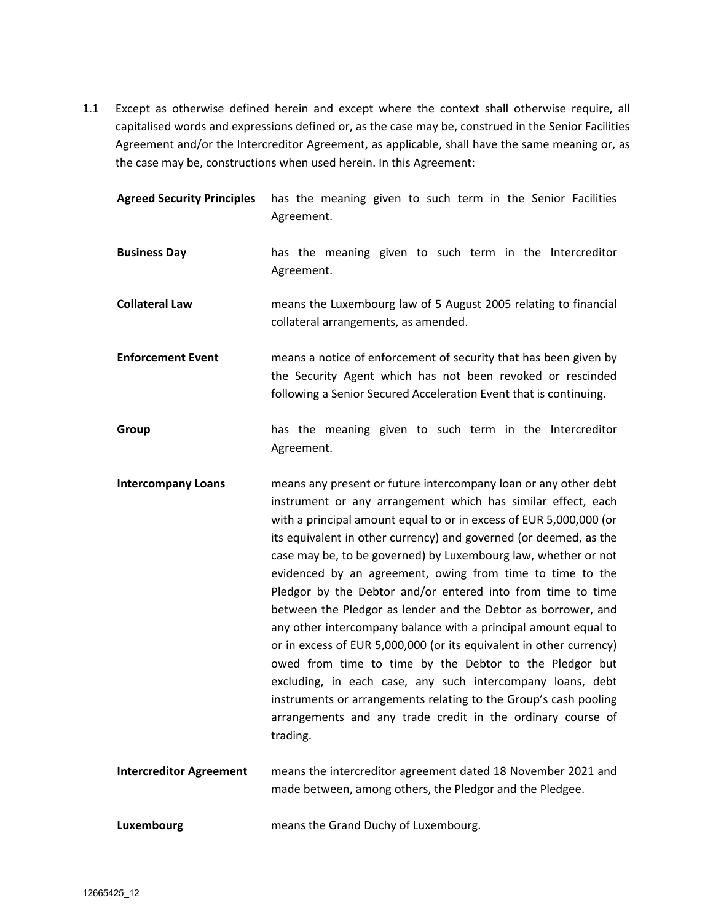1.1 Except as otherwise defined herein and except where the context shall otherwise require, all capitalised words and expressions defined or, as the case may be, construed in the Senior Facilities Agreement and/or the Intercreditor Agreement, as applicable, shall have the same meaning or, as the case may be, constructions when used herein. In this Agreement:

**Agreed Security Principles** has the meaning given to such term in the Senior Facilities Agreement.

**Business Day** has the meaning given to such term in the Intercreditor Agreement.

**Collateral Law** means the Luxembourg law of 5 August 2005 relating to financial collateral arrangements, as amended.

**Enforcement Event** means a notice of enforcement of security that has been given by the Security Agent which has not been revoked or rescinded following a Senior Secured Acceleration Event that is continuing.

**Group** has the meaning given to such term in the Intercreditor Agreement.

**Intercompany Loans** means any present or future intercompany loan or any other debt instrument or any arrangement which has similar effect, each with a principal amount equal to or in excess of EUR 5,000,000 (or its equivalent in other currency) and governed (or deemed, as the case may be, to be governed) by Luxembourg law, whether or not evidenced by an agreement, owing from time to time to the Pledgor by the Debtor and/or entered into from time to time between the Pledgor as lender and the Debtor as borrower, and any other intercompany balance with a principal amount equal to or in excess of EUR 5,000,000 (or its equivalent in other currency) owed from time to time by the Debtor to the Pledgor but excluding, in each case, any such intercompany loans, debt instruments or arrangements relating to the Group's cash pooling arrangements and any trade credit in the ordinary course of trading.

**Intercreditor Agreement** means the intercreditor agreement dated 18 November 2021 and made between, among others, the Pledgor and the Pledgee.

**Luxembourg** means the Grand Duchy of Luxembourg.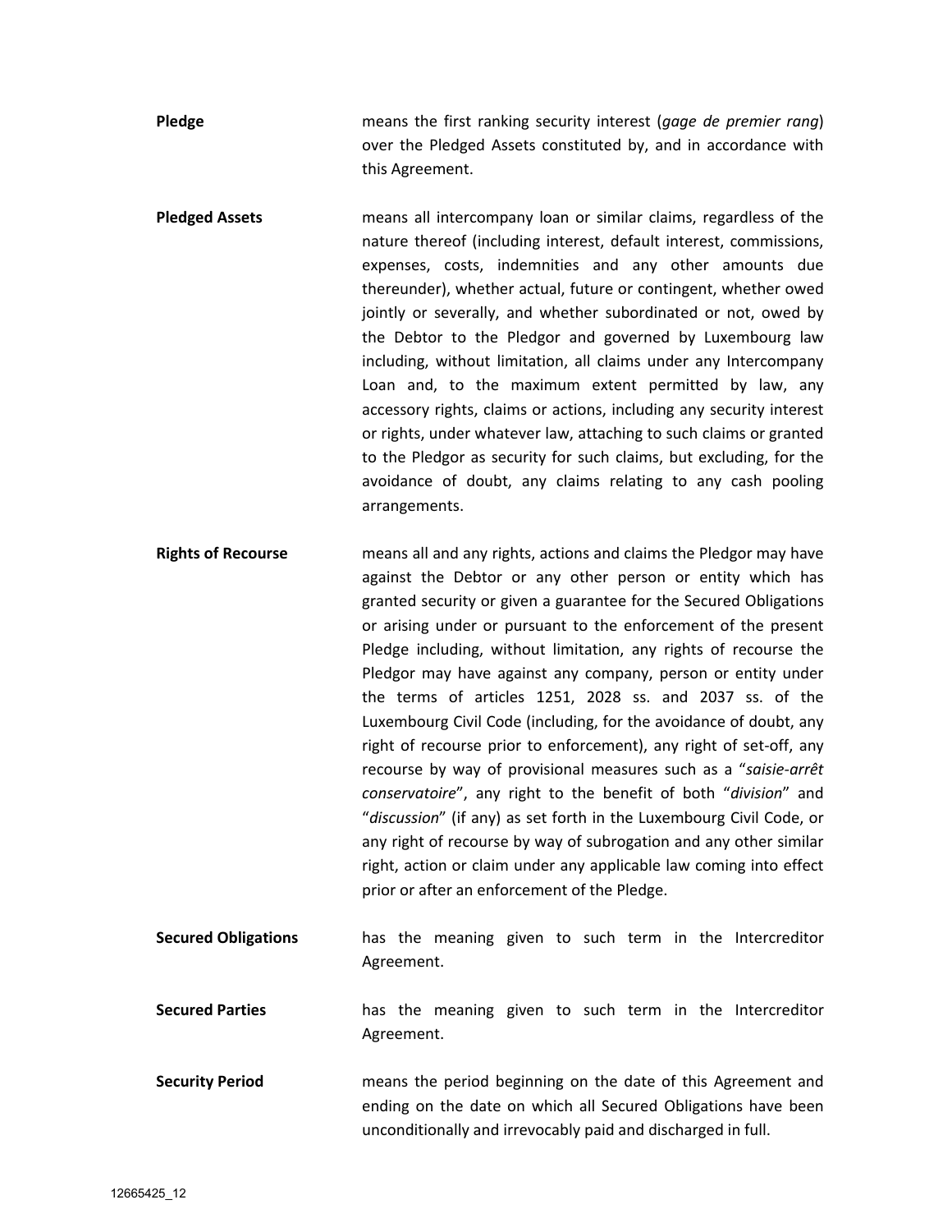**Pledge** means the first ranking security interest (*gage de premier rang*) over the Pledged Assets constituted by, and in accordance with this Agreement.

**Pledged Assets** means all intercompany loan or similar claims, regardless of the nature thereof (including interest, default interest, commissions, expenses, costs, indemnities and any other amounts due thereunder), whether actual, future or contingent, whether owed jointly or severally, and whether subordinated or not, owed by the Debtor to the Pledgor and governed by Luxembourg law including, without limitation, all claims under any Intercompany Loan and, to the maximum extent permitted by law, any accessory rights, claims or actions, including any security interest or rights, under whatever law, attaching to such claims or granted to the Pledgor as security for such claims, but excluding, for the avoidance of doubt, any claims relating to any cash pooling arrangements.

**Rights of Recourse** means all and any rights, actions and claims the Pledgor may have against the Debtor or any other person or entity which has granted security or given a guarantee for the Secured Obligations or arising under or pursuant to the enforcement of the present Pledge including, without limitation, any rights of recourse the Pledgor may have against any company, person or entity under the terms of articles 1251, 2028 ss. and 2037 ss. of the Luxembourg Civil Code (including, for the avoidance of doubt, any right of recourse prior to enforcement), any right of set-off, any recourse by way of provisional measures such as a "*saisie-arrêt conservatoire*", any right to the benefit of both "*division*" and "*discussion*" (if any) as set forth in the Luxembourg Civil Code, or any right of recourse by way of subrogation and any other similar right, action or claim under any applicable law coming into effect prior or after an enforcement of the Pledge.

**Secured Obligations** has the meaning given to such term in the Intercreditor Agreement.

**Secured Parties** has the meaning given to such term in the Intercreditor Agreement.

**Security Period** means the period beginning on the date of this Agreement and ending on the date on which all Secured Obligations have been unconditionally and irrevocably paid and discharged in full.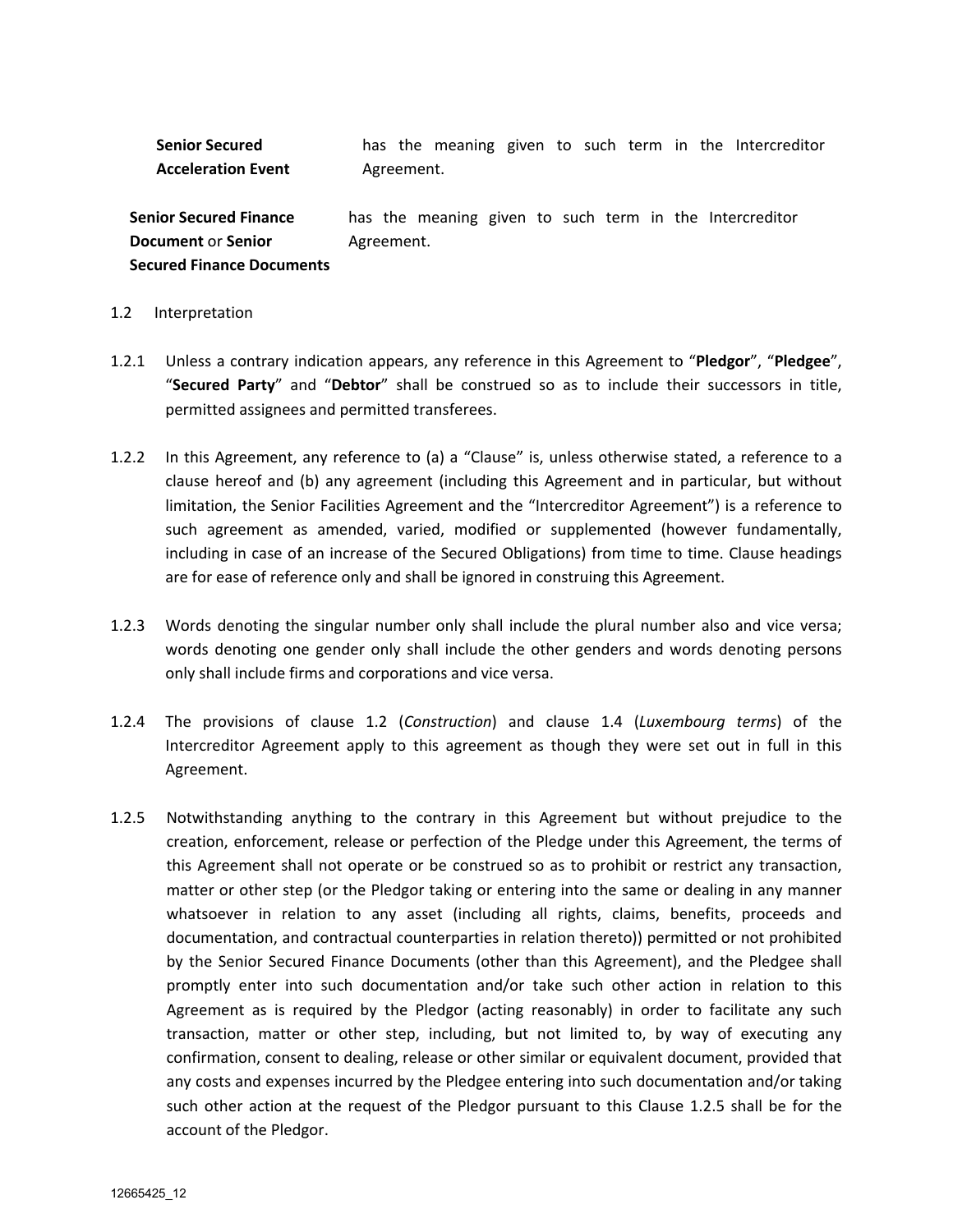**Senior Secured Acceleration Event** has the meaning given to such term in the Intercreditor Agreement.

**Senior Secured Finance Document** or **Senior Secured Finance Documents** has the meaning given to such term in the Intercreditor Agreement.

1.2 Interpretation

1.2.1 Unless a contrary indication appears, any reference in this Agreement to "**Pledgor**", "**Pledgee**", "**Secured Party**" and "**Debtor**" shall be construed so as to include their successors in title, permitted assignees and permitted transferees.

1.2.2 In this Agreement, any reference to (a) a "Clause" is, unless otherwise stated, a reference to a clause hereof and (b) any agreement (including this Agreement and in particular, but without limitation, the Senior Facilities Agreement and the "Intercreditor Agreement") is a reference to such agreement as amended, varied, modified or supplemented (however fundamentally, including in case of an increase of the Secured Obligations) from time to time. Clause headings are for ease of reference only and shall be ignored in construing this Agreement.

1.2.3 Words denoting the singular number only shall include the plural number also and vice versa; words denoting one gender only shall include the other genders and words denoting persons only shall include firms and corporations and vice versa.

1.2.4 The provisions of clause 1.2 (*Construction*) and clause 1.4 (*Luxembourg terms*) of the Intercreditor Agreement apply to this agreement as though they were set out in full in this Agreement.

1.2.5 Notwithstanding anything to the contrary in this Agreement but without prejudice to the creation, enforcement, release or perfection of the Pledge under this Agreement, the terms of this Agreement shall not operate or be construed so as to prohibit or restrict any transaction, matter or other step (or the Pledgor taking or entering into the same or dealing in any manner whatsoever in relation to any asset (including all rights, claims, benefits, proceeds and documentation, and contractual counterparties in relation thereto)) permitted or not prohibited by the Senior Secured Finance Documents (other than this Agreement), and the Pledgee shall promptly enter into such documentation and/or take such other action in relation to this Agreement as is required by the Pledgor (acting reasonably) in order to facilitate any such transaction, matter or other step, including, but not limited to, by way of executing any confirmation, consent to dealing, release or other similar or equivalent document, provided that any costs and expenses incurred by the Pledgee entering into such documentation and/or taking such other action at the request of the Pledgor pursuant to this Clause 1.2.5 shall be for the account of the Pledgor.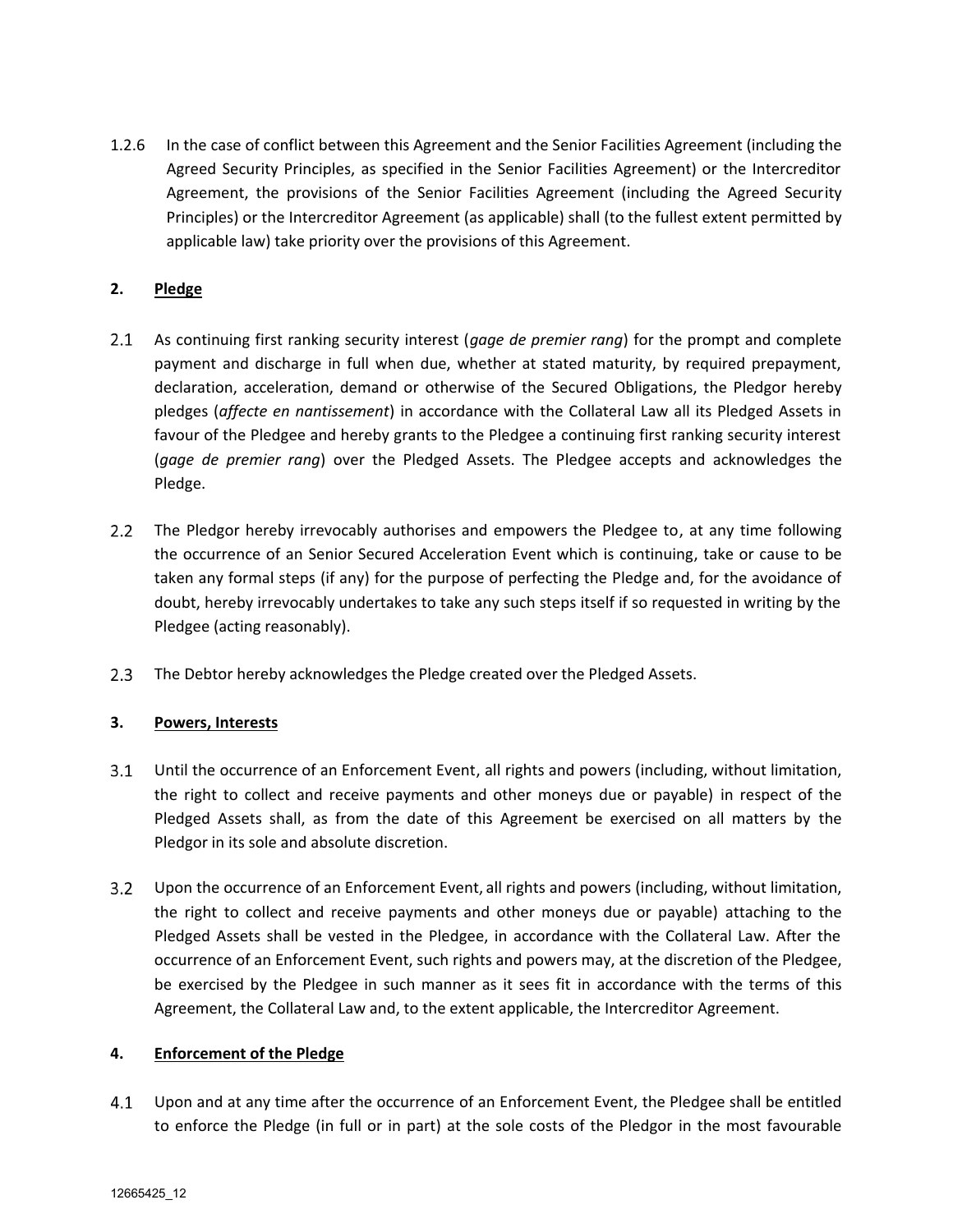1.2.6 In the case of conflict between this Agreement and the Senior Facilities Agreement (including the Agreed Security Principles, as specified in the Senior Facilities Agreement) or the Intercreditor Agreement, the provisions of the Senior Facilities Agreement (including the Agreed Security Principles) or the Intercreditor Agreement (as applicable) shall (to the fullest extent permitted by applicable law) take priority over the provisions of this Agreement.

## 2. Pledge

2.1 As continuing first ranking security interest (*gage de premier rang*) for the prompt and complete payment and discharge in full when due, whether at stated maturity, by required prepayment, declaration, acceleration, demand or otherwise of the Secured Obligations, the Pledgor hereby pledges (*affecte en nantissement*) in accordance with the Collateral Law all its Pledged Assets in favour of the Pledgee and hereby grants to the Pledgee a continuing first ranking security interest (*gage de premier rang*) over the Pledged Assets. The Pledgee accepts and acknowledges the Pledge.

2.2 The Pledgor hereby irrevocably authorises and empowers the Pledgee to, at any time following the occurrence of an Senior Secured Acceleration Event which is continuing, take or cause to be taken any formal steps (if any) for the purpose of perfecting the Pledge and, for the avoidance of doubt, hereby irrevocably undertakes to take any such steps itself if so requested in writing by the Pledgee (acting reasonably).

2.3 The Debtor hereby acknowledges the Pledge created over the Pledged Assets.

## 3. Powers, Interests

3.1 Until the occurrence of an Enforcement Event, all rights and powers (including, without limitation, the right to collect and receive payments and other moneys due or payable) in respect of the Pledged Assets shall, as from the date of this Agreement be exercised on all matters by the Pledgor in its sole and absolute discretion.

3.2 Upon the occurrence of an Enforcement Event, all rights and powers (including, without limitation, the right to collect and receive payments and other moneys due or payable) attaching to the Pledged Assets shall be vested in the Pledgee, in accordance with the Collateral Law. After the occurrence of an Enforcement Event, such rights and powers may, at the discretion of the Pledgee, be exercised by the Pledgee in such manner as it sees fit in accordance with the terms of this Agreement, the Collateral Law and, to the extent applicable, the Intercreditor Agreement.

## 4. Enforcement of the Pledge

4.1 Upon and at any time after the occurrence of an Enforcement Event, the Pledgee shall be entitled to enforce the Pledge (in full or in part) at the sole costs of the Pledgor in the most favourable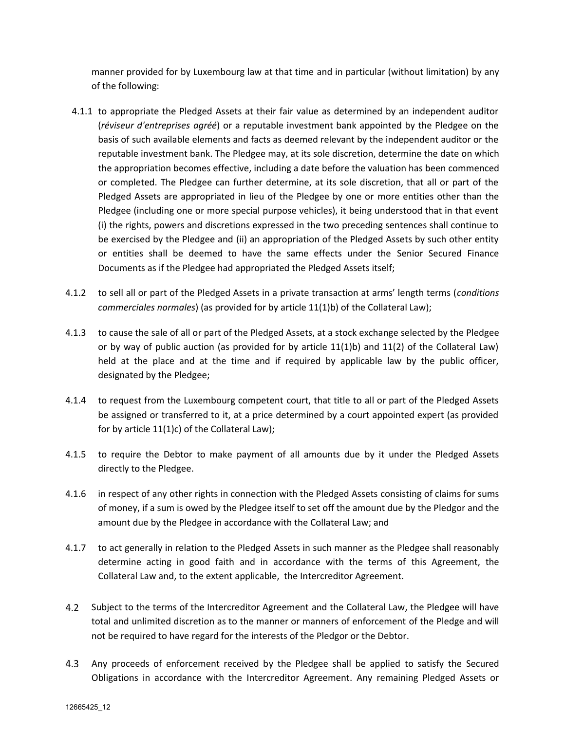manner provided for by Luxembourg law at that time and in particular (without limitation) by any of the following:

4.1.1 to appropriate the Pledged Assets at their fair value as determined by an independent auditor (*réviseur d'entreprises agréé*) or a reputable investment bank appointed by the Pledgee on the basis of such available elements and facts as deemed relevant by the independent auditor or the reputable investment bank. The Pledgee may, at its sole discretion, determine the date on which the appropriation becomes effective, including a date before the valuation has been commenced or completed. The Pledgee can further determine, at its sole discretion, that all or part of the Pledged Assets are appropriated in lieu of the Pledgee by one or more entities other than the Pledgee (including one or more special purpose vehicles), it being understood that in that event (i) the rights, powers and discretions expressed in the two preceding sentences shall continue to be exercised by the Pledgee and (ii) an appropriation of the Pledged Assets by such other entity or entities shall be deemed to have the same effects under the Senior Secured Finance Documents as if the Pledgee had appropriated the Pledged Assets itself;

4.1.2 to sell all or part of the Pledged Assets in a private transaction at arms' length terms (*conditions commerciales normales*) (as provided for by article 11(1)b) of the Collateral Law);

4.1.3 to cause the sale of all or part of the Pledged Assets, at a stock exchange selected by the Pledgee or by way of public auction (as provided for by article 11(1)b) and 11(2) of the Collateral Law) held at the place and at the time and if required by applicable law by the public officer, designated by the Pledgee;

4.1.4 to request from the Luxembourg competent court, that title to all or part of the Pledged Assets be assigned or transferred to it, at a price determined by a court appointed expert (as provided for by article 11(1)c) of the Collateral Law);

4.1.5 to require the Debtor to make payment of all amounts due by it under the Pledged Assets directly to the Pledgee.

4.1.6 in respect of any other rights in connection with the Pledged Assets consisting of claims for sums of money, if a sum is owed by the Pledgee itself to set off the amount due by the Pledgor and the amount due by the Pledgee in accordance with the Collateral Law; and

4.1.7 to act generally in relation to the Pledged Assets in such manner as the Pledgee shall reasonably determine acting in good faith and in accordance with the terms of this Agreement, the Collateral Law and, to the extent applicable, the Intercreditor Agreement.

4.2 Subject to the terms of the Intercreditor Agreement and the Collateral Law, the Pledgee will have total and unlimited discretion as to the manner or manners of enforcement of the Pledge and will not be required to have regard for the interests of the Pledgor or the Debtor.

4.3 Any proceeds of enforcement received by the Pledgee shall be applied to satisfy the Secured Obligations in accordance with the Intercreditor Agreement. Any remaining Pledged Assets or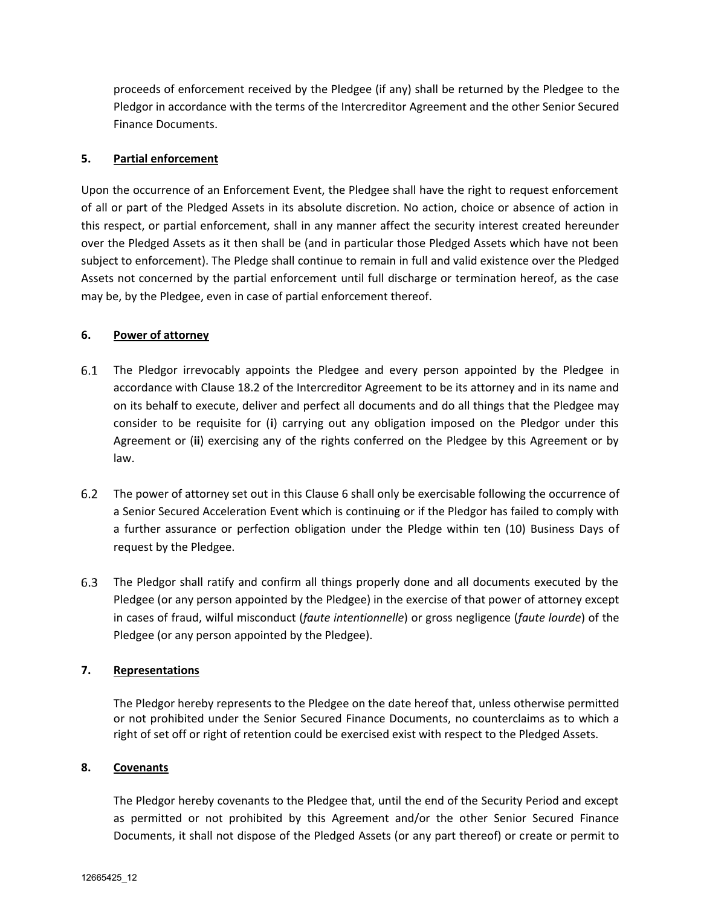proceeds of enforcement received by the Pledgee (if any) shall be returned by the Pledgee to the Pledgor in accordance with the terms of the Intercreditor Agreement and the other Senior Secured Finance Documents.

**5. Partial enforcement**

Upon the occurrence of an Enforcement Event, the Pledgee shall have the right to request enforcement of all or part of the Pledged Assets in its absolute discretion. No action, choice or absence of action in this respect, or partial enforcement, shall in any manner affect the security interest created hereunder over the Pledged Assets as it then shall be (and in particular those Pledged Assets which have not been subject to enforcement). The Pledge shall continue to remain in full and valid existence over the Pledged Assets not concerned by the partial enforcement until full discharge or termination hereof, as the case may be, by the Pledgee, even in case of partial enforcement thereof.

**6. Power of attorney**

6.1 The Pledgor irrevocably appoints the Pledgee and every person appointed by the Pledgee in accordance with Clause 18.2 of the Intercreditor Agreement to be its attorney and in its name and on its behalf to execute, deliver and perfect all documents and do all things that the Pledgee may consider to be requisite for (**i**) carrying out any obligation imposed on the Pledgor under this Agreement or (**ii**) exercising any of the rights conferred on the Pledgee by this Agreement or by law.

6.2 The power of attorney set out in this Clause 6 shall only be exercisable following the occurrence of a Senior Secured Acceleration Event which is continuing or if the Pledgor has failed to comply with a further assurance or perfection obligation under the Pledge within ten (10) Business Days of request by the Pledgee.

6.3 The Pledgor shall ratify and confirm all things properly done and all documents executed by the Pledgee (or any person appointed by the Pledgee) in the exercise of that power of attorney except in cases of fraud, wilful misconduct (*faute intentionnelle*) or gross negligence (*faute lourde*) of the Pledgee (or any person appointed by the Pledgee).

**7. Representations**

The Pledgor hereby represents to the Pledgee on the date hereof that, unless otherwise permitted or not prohibited under the Senior Secured Finance Documents, no counterclaims as to which a right of set off or right of retention could be exercised exist with respect to the Pledged Assets.

**8. Covenants**

The Pledgor hereby covenants to the Pledgee that, until the end of the Security Period and except as permitted or not prohibited by this Agreement and/or the other Senior Secured Finance Documents, it shall not dispose of the Pledged Assets (or any part thereof) or create or permit to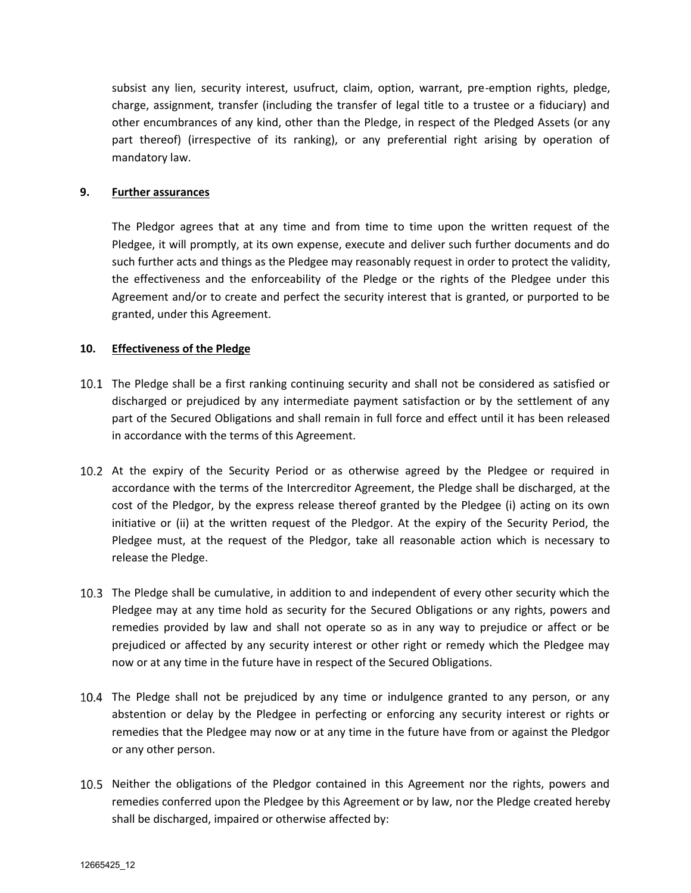subsist any lien, security interest, usufruct, claim, option, warrant, pre-emption rights, pledge, charge, assignment, transfer (including the transfer of legal title to a trustee or a fiduciary) and other encumbrances of any kind, other than the Pledge, in respect of the Pledged Assets (or any part thereof) (irrespective of its ranking), or any preferential right arising by operation of mandatory law.

## 9. Further assurances

The Pledgor agrees that at any time and from time to time upon the written request of the Pledgee, it will promptly, at its own expense, execute and deliver such further documents and do such further acts and things as the Pledgee may reasonably request in order to protect the validity, the effectiveness and the enforceability of the Pledge or the rights of the Pledgee under this Agreement and/or to create and perfect the security interest that is granted, or purported to be granted, under this Agreement.

## 10. Effectiveness of the Pledge

10.1 The Pledge shall be a first ranking continuing security and shall not be considered as satisfied or discharged or prejudiced by any intermediate payment satisfaction or by the settlement of any part of the Secured Obligations and shall remain in full force and effect until it has been released in accordance with the terms of this Agreement.

10.2 At the expiry of the Security Period or as otherwise agreed by the Pledgee or required in accordance with the terms of the Intercreditor Agreement, the Pledge shall be discharged, at the cost of the Pledgor, by the express release thereof granted by the Pledgee (i) acting on its own initiative or (ii) at the written request of the Pledgor. At the expiry of the Security Period, the Pledgee must, at the request of the Pledgor, take all reasonable action which is necessary to release the Pledge.

10.3 The Pledge shall be cumulative, in addition to and independent of every other security which the Pledgee may at any time hold as security for the Secured Obligations or any rights, powers and remedies provided by law and shall not operate so as in any way to prejudice or affect or be prejudiced or affected by any security interest or other right or remedy which the Pledgee may now or at any time in the future have in respect of the Secured Obligations.

10.4 The Pledge shall not be prejudiced by any time or indulgence granted to any person, or any abstention or delay by the Pledgee in perfecting or enforcing any security interest or rights or remedies that the Pledgee may now or at any time in the future have from or against the Pledgor or any other person.

10.5 Neither the obligations of the Pledgor contained in this Agreement nor the rights, powers and remedies conferred upon the Pledgee by this Agreement or by law, nor the Pledge created hereby shall be discharged, impaired or otherwise affected by: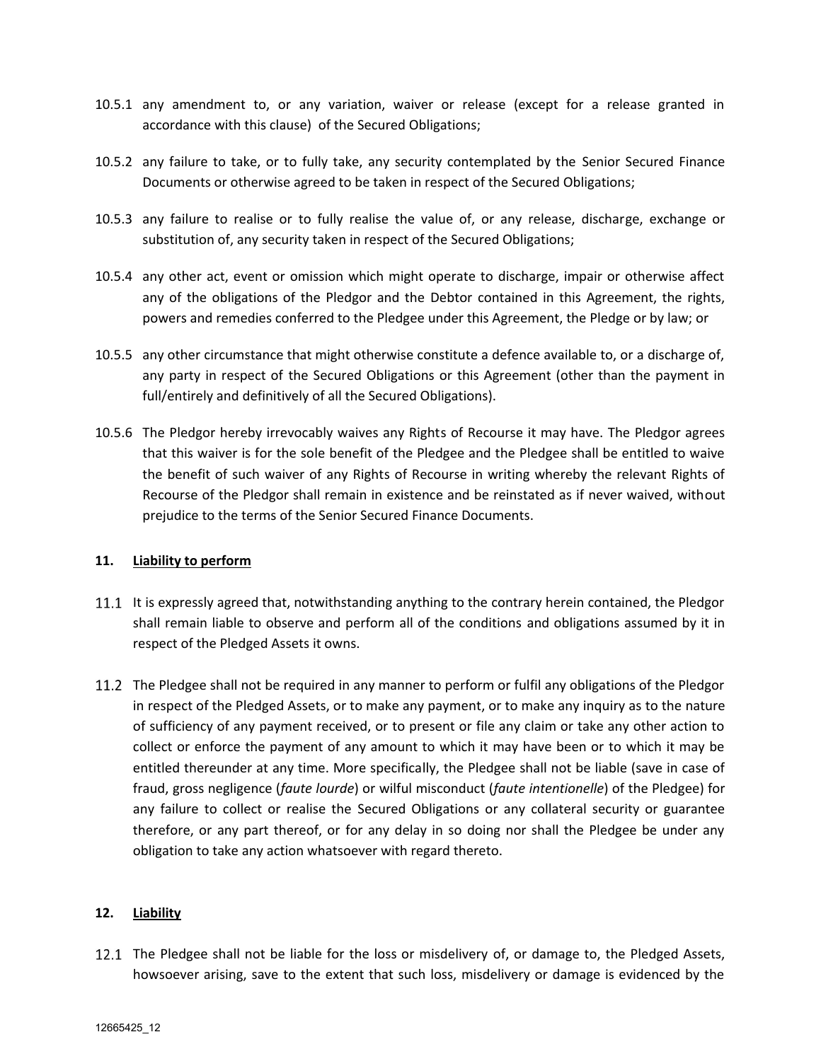10.5.1 any amendment to, or any variation, waiver or release (except for a release granted in accordance with this clause) of the Secured Obligations;

10.5.2 any failure to take, or to fully take, any security contemplated by the Senior Secured Finance Documents or otherwise agreed to be taken in respect of the Secured Obligations;

10.5.3 any failure to realise or to fully realise the value of, or any release, discharge, exchange or substitution of, any security taken in respect of the Secured Obligations;

10.5.4 any other act, event or omission which might operate to discharge, impair or otherwise affect any of the obligations of the Pledgor and the Debtor contained in this Agreement, the rights, powers and remedies conferred to the Pledgee under this Agreement, the Pledge or by law; or

10.5.5 any other circumstance that might otherwise constitute a defence available to, or a discharge of, any party in respect of the Secured Obligations or this Agreement (other than the payment in full/entirely and definitively of all the Secured Obligations).

10.5.6 The Pledgor hereby irrevocably waives any Rights of Recourse it may have. The Pledgor agrees that this waiver is for the sole benefit of the Pledgee and the Pledgee shall be entitled to waive the benefit of such waiver of any Rights of Recourse in writing whereby the relevant Rights of Recourse of the Pledgor shall remain in existence and be reinstated as if never waived, without prejudice to the terms of the Senior Secured Finance Documents.

## 11. Liability to perform

11.1 It is expressly agreed that, notwithstanding anything to the contrary herein contained, the Pledgor shall remain liable to observe and perform all of the conditions and obligations assumed by it in respect of the Pledged Assets it owns.

11.2 The Pledgee shall not be required in any manner to perform or fulfil any obligations of the Pledgor in respect of the Pledged Assets, or to make any payment, or to make any inquiry as to the nature of sufficiency of any payment received, or to present or file any claim or take any other action to collect or enforce the payment of any amount to which it may have been or to which it may be entitled thereunder at any time. More specifically, the Pledgee shall not be liable (save in case of fraud, gross negligence (*faute lourde*) or wilful misconduct (*faute intentionelle*) of the Pledgee) for any failure to collect or realise the Secured Obligations or any collateral security or guarantee therefore, or any part thereof, or for any delay in so doing nor shall the Pledgee be under any obligation to take any action whatsoever with regard thereto.

## 12. Liability

12.1 The Pledgee shall not be liable for the loss or misdelivery of, or damage to, the Pledged Assets, howsoever arising, save to the extent that such loss, misdelivery or damage is evidenced by the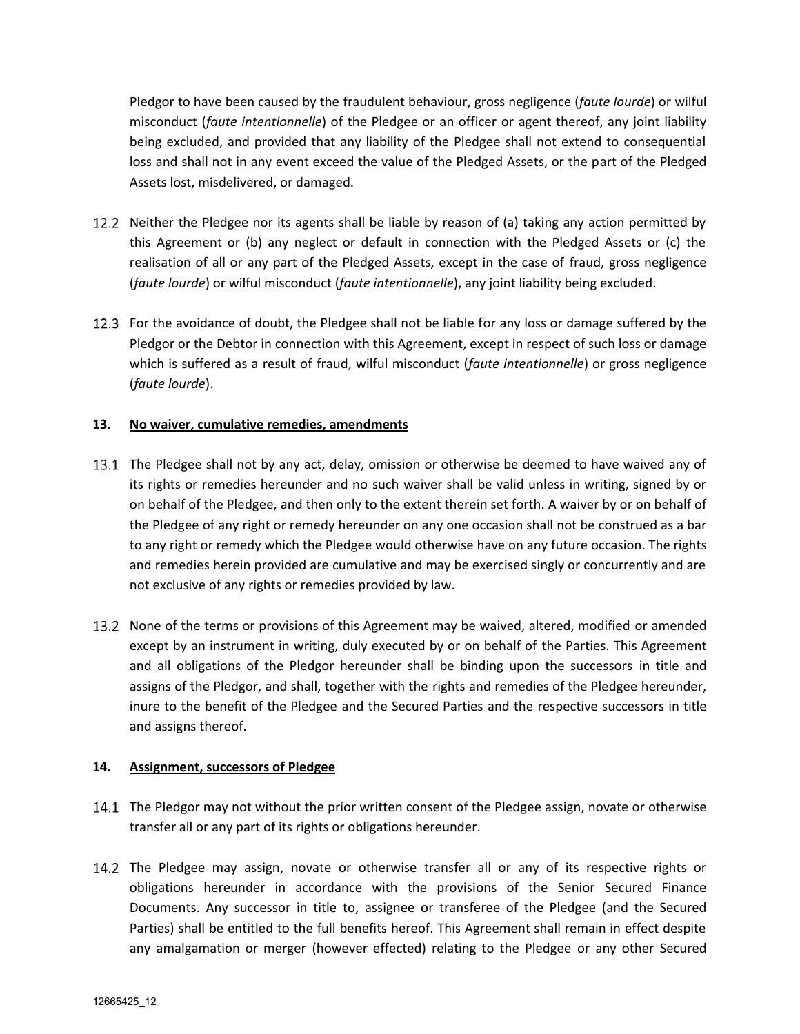Pledgor to have been caused by the fraudulent behaviour, gross negligence (*faute lourde*) or wilful misconduct (*faute intentionnelle*) of the Pledgee or an officer or agent thereof, any joint liability being excluded, and provided that any liability of the Pledgee shall not extend to consequential loss and shall not in any event exceed the value of the Pledged Assets, or the part of the Pledged Assets lost, misdelivered, or damaged.

12.2 Neither the Pledgee nor its agents shall be liable by reason of (a) taking any action permitted by this Agreement or (b) any neglect or default in connection with the Pledged Assets or (c) the realisation of all or any part of the Pledged Assets, except in the case of fraud, gross negligence (*faute lourde*) or wilful misconduct (*faute intentionnelle*), any joint liability being excluded.

12.3 For the avoidance of doubt, the Pledgee shall not be liable for any loss or damage suffered by the Pledgor or the Debtor in connection with this Agreement, except in respect of such loss or damage which is suffered as a result of fraud, wilful misconduct (*faute intentionnelle*) or gross negligence (*faute lourde*).

## 13. No waiver, cumulative remedies, amendments

13.1 The Pledgee shall not by any act, delay, omission or otherwise be deemed to have waived any of its rights or remedies hereunder and no such waiver shall be valid unless in writing, signed by or on behalf of the Pledgee, and then only to the extent therein set forth. A waiver by or on behalf of the Pledgee of any right or remedy hereunder on any one occasion shall not be construed as a bar to any right or remedy which the Pledgee would otherwise have on any future occasion. The rights and remedies herein provided are cumulative and may be exercised singly or concurrently and are not exclusive of any rights or remedies provided by law.

13.2 None of the terms or provisions of this Agreement may be waived, altered, modified or amended except by an instrument in writing, duly executed by or on behalf of the Parties. This Agreement and all obligations of the Pledgor hereunder shall be binding upon the successors in title and assigns of the Pledgor, and shall, together with the rights and remedies of the Pledgee hereunder, inure to the benefit of the Pledgee and the Secured Parties and the respective successors in title and assigns thereof.

## 14. Assignment, successors of Pledgee

14.1 The Pledgor may not without the prior written consent of the Pledgee assign, novate or otherwise transfer all or any part of its rights or obligations hereunder.

14.2 The Pledgee may assign, novate or otherwise transfer all or any of its respective rights or obligations hereunder in accordance with the provisions of the Senior Secured Finance Documents. Any successor in title to, assignee or transferee of the Pledgee (and the Secured Parties) shall be entitled to the full benefits hereof. This Agreement shall remain in effect despite any amalgamation or merger (however effected) relating to the Pledgee or any other Secured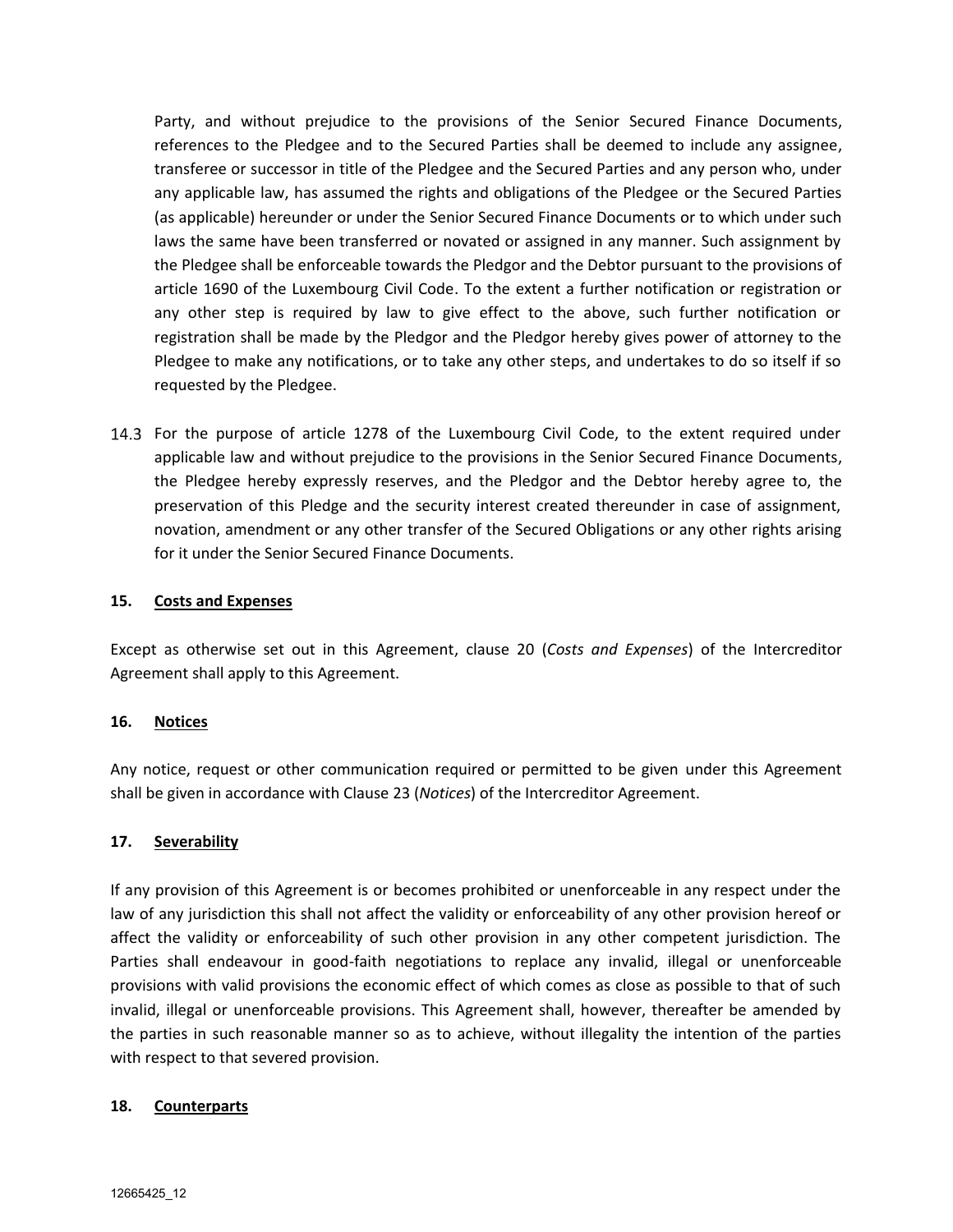Party, and without prejudice to the provisions of the Senior Secured Finance Documents, references to the Pledgee and to the Secured Parties shall be deemed to include any assignee, transferee or successor in title of the Pledgee and the Secured Parties and any person who, under any applicable law, has assumed the rights and obligations of the Pledgee or the Secured Parties (as applicable) hereunder or under the Senior Secured Finance Documents or to which under such laws the same have been transferred or novated or assigned in any manner. Such assignment by the Pledgee shall be enforceable towards the Pledgor and the Debtor pursuant to the provisions of article 1690 of the Luxembourg Civil Code. To the extent a further notification or registration or any other step is required by law to give effect to the above, such further notification or registration shall be made by the Pledgor and the Pledgor hereby gives power of attorney to the Pledgee to make any notifications, or to take any other steps, and undertakes to do so itself if so requested by the Pledgee.

14.3 For the purpose of article 1278 of the Luxembourg Civil Code, to the extent required under applicable law and without prejudice to the provisions in the Senior Secured Finance Documents, the Pledgee hereby expressly reserves, and the Pledgor and the Debtor hereby agree to, the preservation of this Pledge and the security interest created thereunder in case of assignment, novation, amendment or any other transfer of the Secured Obligations or any other rights arising for it under the Senior Secured Finance Documents.

## 15. Costs and Expenses

Except as otherwise set out in this Agreement, clause 20 (*Costs and Expenses*) of the Intercreditor Agreement shall apply to this Agreement.

## 16. Notices

Any notice, request or other communication required or permitted to be given under this Agreement shall be given in accordance with Clause 23 (*Notices*) of the Intercreditor Agreement.

## 17. Severability

If any provision of this Agreement is or becomes prohibited or unenforceable in any respect under the law of any jurisdiction this shall not affect the validity or enforceability of any other provision hereof or affect the validity or enforceability of such other provision in any other competent jurisdiction. The Parties shall endeavour in good-faith negotiations to replace any invalid, illegal or unenforceable provisions with valid provisions the economic effect of which comes as close as possible to that of such invalid, illegal or unenforceable provisions. This Agreement shall, however, thereafter be amended by the parties in such reasonable manner so as to achieve, without illegality the intention of the parties with respect to that severed provision.

## 18. Counterparts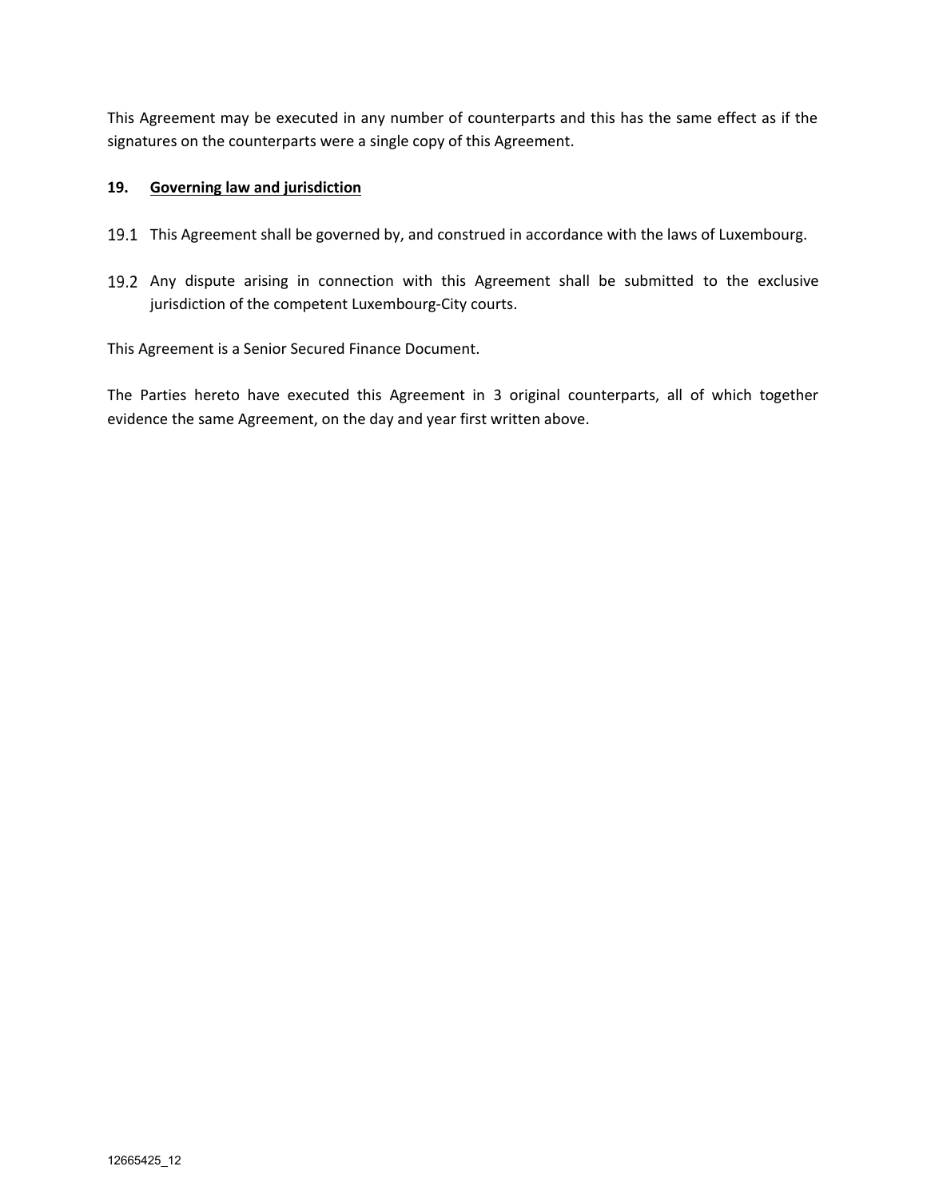This Agreement may be executed in any number of counterparts and this has the same effect as if the signatures on the counterparts were a single copy of this Agreement.

## 19. Governing law and jurisdiction

19.1 This Agreement shall be governed by, and construed in accordance with the laws of Luxembourg.

19.2 Any dispute arising in connection with this Agreement shall be submitted to the exclusive jurisdiction of the competent Luxembourg-City courts.

This Agreement is a Senior Secured Finance Document.

The Parties hereto have executed this Agreement in 3 original counterparts, all of which together evidence the same Agreement, on the day and year first written above.

12665425_12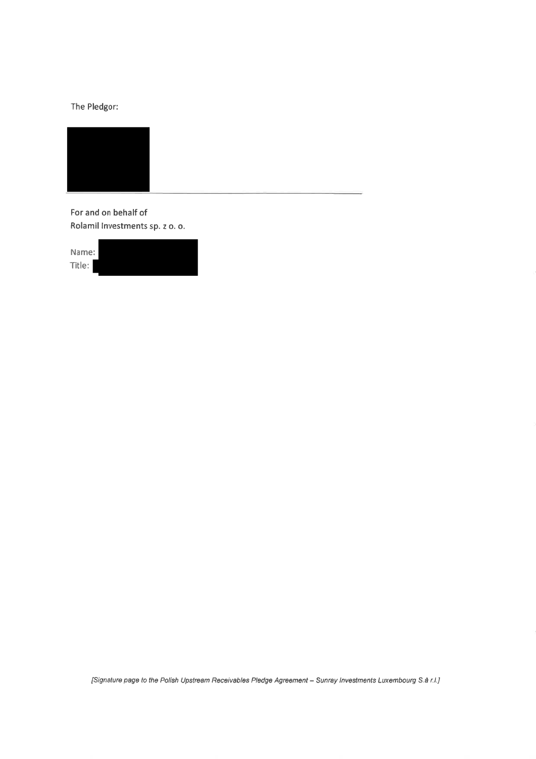The Pledgor:

---

For and on behalf of
Rolamil Investments sp. z o. o.

Name:
Title:

*[Signature page to the Polish Upstream Receivables Pledge Agreement – Sunray Investments Luxembourg S.à r.l.]*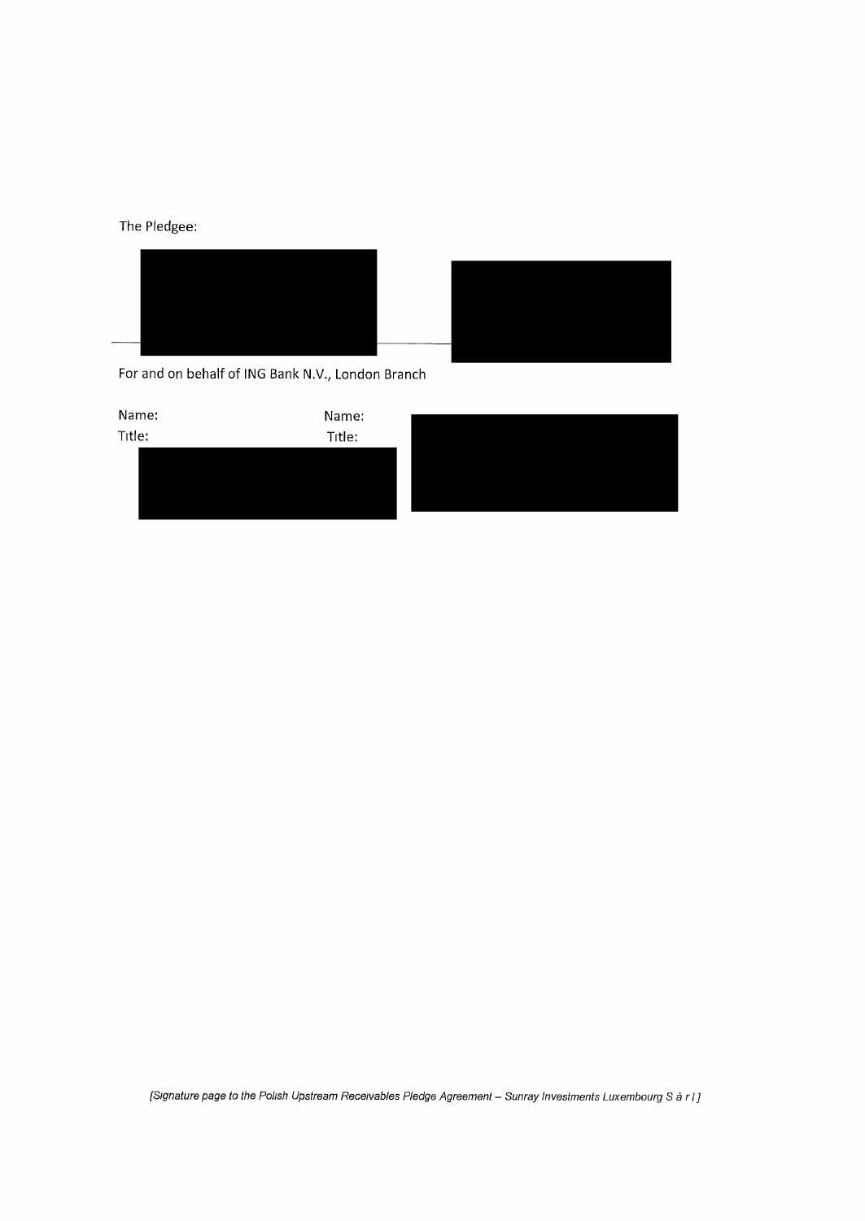The Pledgee:

For and on behalf of ING Bank N.V., London Branch

Name: Name:

Title: Title:

*[Signature page to the Polish Upstream Receivables Pledge Agreement – Sunray Investments Luxembourg S à r l ]*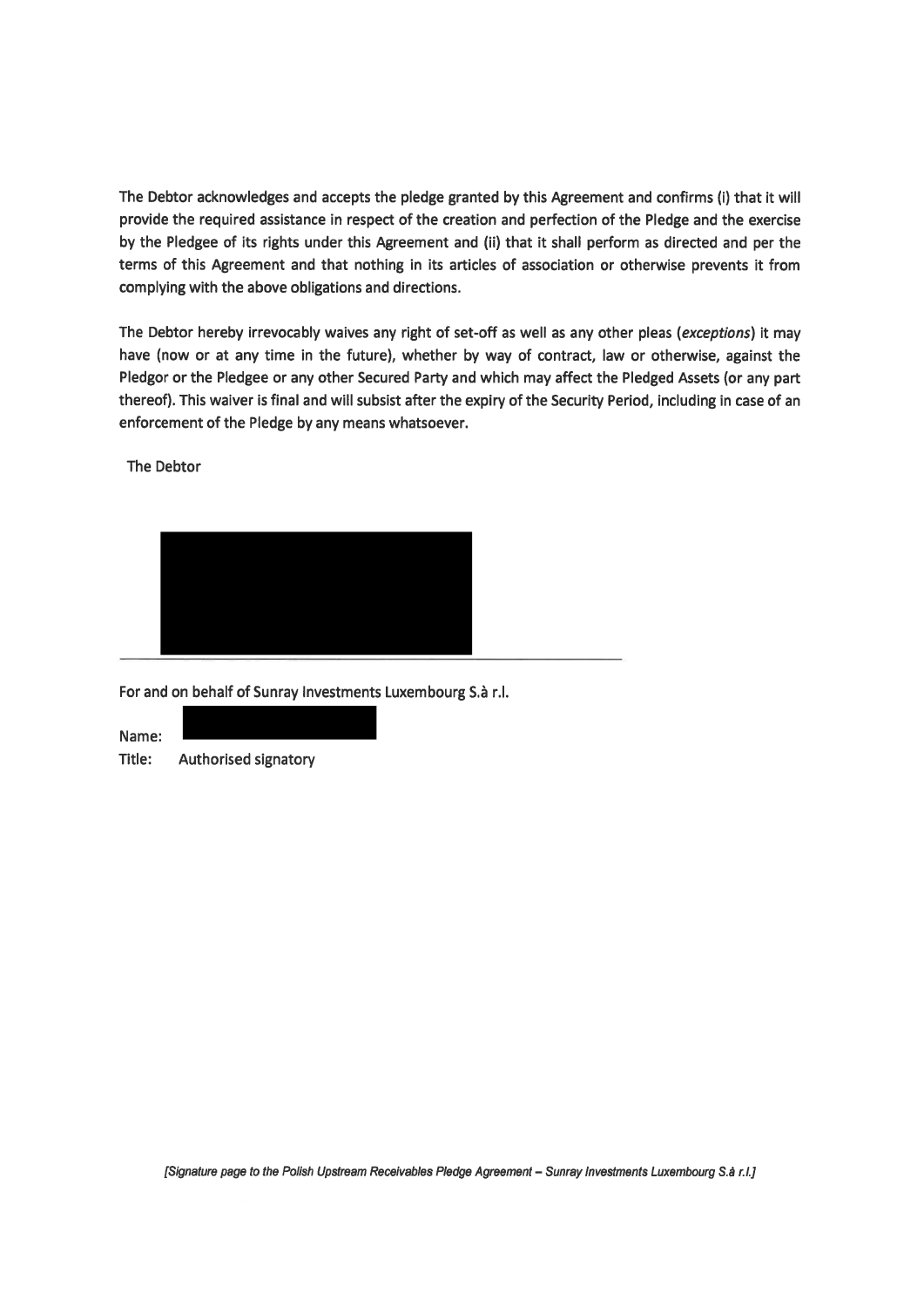The Debtor acknowledges and accepts the pledge granted by this Agreement and confirms (i) that it will provide the required assistance in respect of the creation and perfection of the Pledge and the exercise by the Pledgee of its rights under this Agreement and (ii) that it shall perform as directed and per the terms of this Agreement and that nothing in its articles of association or otherwise prevents it from complying with the above obligations and directions.

The Debtor hereby irrevocably waives any right of set-off as well as any other pleas (*exceptions*) it may have (now or at any time in the future), whether by way of contract, law or otherwise, against the Pledgor or the Pledgee or any other Secured Party and which may affect the Pledged Assets (or any part thereof). This waiver is final and will subsist after the expiry of the Security Period, including in case of an enforcement of the Pledge by any means whatsoever.

The Debtor

\_\_\_\_\_\_\_\_\_\_\_\_\_\_\_\_\_\_\_\_\_\_\_\_\_\_\_\_\_\_\_\_\_\_\_\_\_\_\_\_

For and on behalf of Sunray Investments Luxembourg S.à r.l.

Name:

Title: Authorised signatory

*[Signature page to the Polish Upstream Receivables Pledge Agreement – Sunray Investments Luxembourg S.à r.l.]*